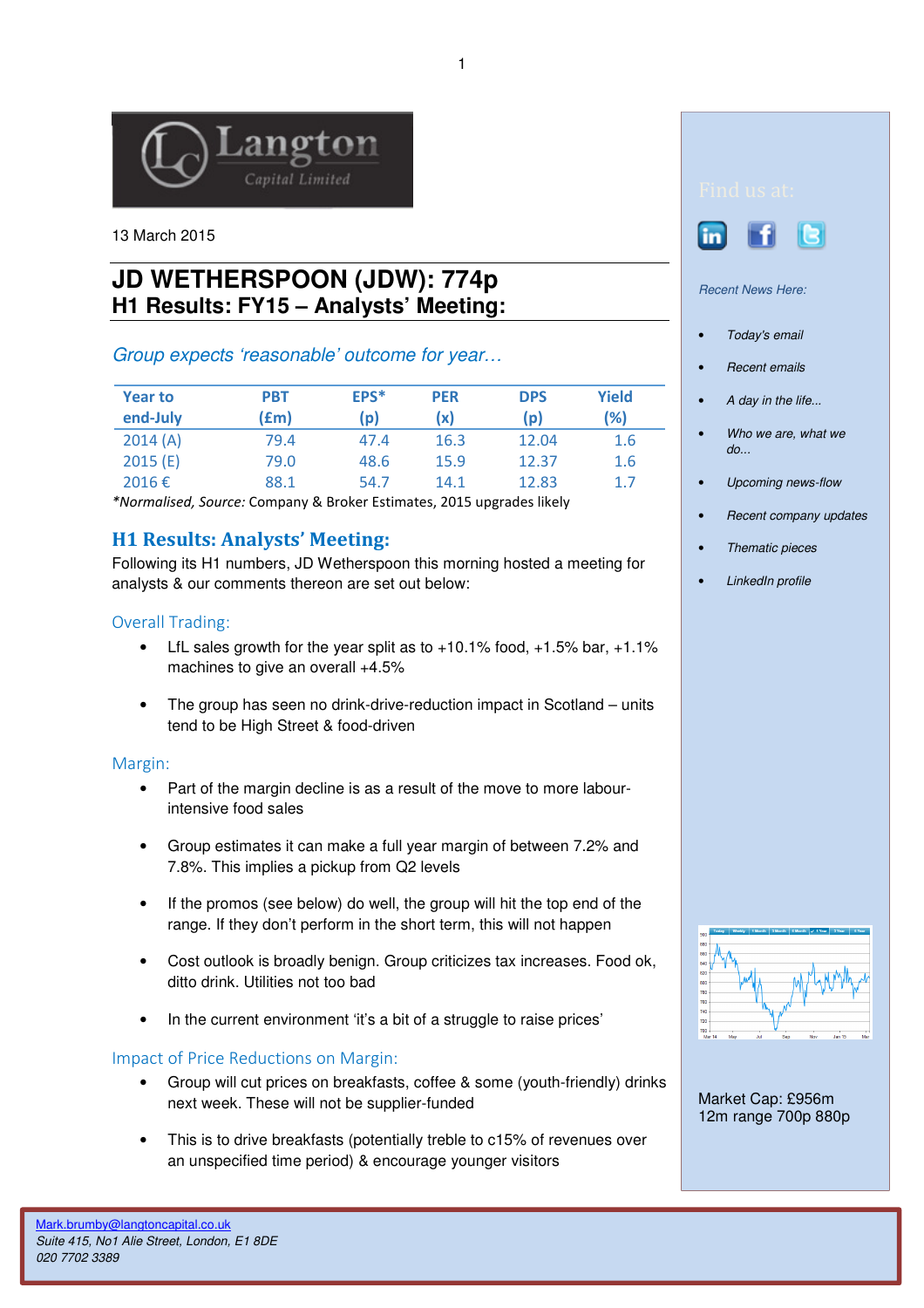Langton Capital Limited

13 March 2015

# JD WETHERSPOON (JDW): 774p
## H1 Results: FY15 – Analysts' Meeting:

*Group expects 'reasonable' outcome for year…*

| Year to end-July | PBT (£m) | EPS* (p) | PER (x) | DPS (p) | Yield (%) |
|---|---|---|---|---|---|
| 2014 (A) | 79.4 | 47.4 | 16.3 | 12.04 | 1.6 |
| 2015 (E) | 79.0 | 48.6 | 15.9 | 12.37 | 1.6 |
| 2016 € | 88.1 | 54.7 | 14.1 | 12.83 | 1.7 |

**Normalised, Source:* Company & Broker Estimates, 2015 upgrades likely

## H1 Results: Analysts' Meeting:

Following its H1 numbers, JD Wetherspoon this morning hosted a meeting for analysts & our comments thereon are set out below:

### Overall Trading:

- LfL sales growth for the year split as to +10.1% food, +1.5% bar, +1.1% machines to give an overall +4.5%
- The group has seen no drink-drive-reduction impact in Scotland – units tend to be High Street & food-driven

### Margin:

- Part of the margin decline is as a result of the move to more labour-intensive food sales
- Group estimates it can make a full year margin of between 7.2% and 7.8%. This implies a pickup from Q2 levels
- If the promos (see below) do well, the group will hit the top end of the range. If they don't perform in the short term, this will not happen
- Cost outlook is broadly benign. Group criticizes tax increases. Food ok, ditto drink. Utilities not too bad
- In the current environment 'it's a bit of a struggle to raise prices'

### Impact of Price Reductions on Margin:

- Group will cut prices on breakfasts, coffee & some (youth-friendly) drinks next week. These will not be supplier-funded
- This is to drive breakfasts (potentially treble to c15% of revenues over an unspecified time period) & encourage younger visitors

Find us at:

*Recent News Here:*

- *Today's email*
- *Recent emails*
- *A day in the life...*
- *Who we are, what we do...*
- *Upcoming news-flow*
- *Recent company updates*
- *Thematic pieces*
- *LinkedIn profile*

Market Cap: £956m
12m range 700p 880p

Mark.brumby@langtoncapital.co.uk
*Suite 415, No1 Alie Street, London, E1 8DE*
*020 7702 3389*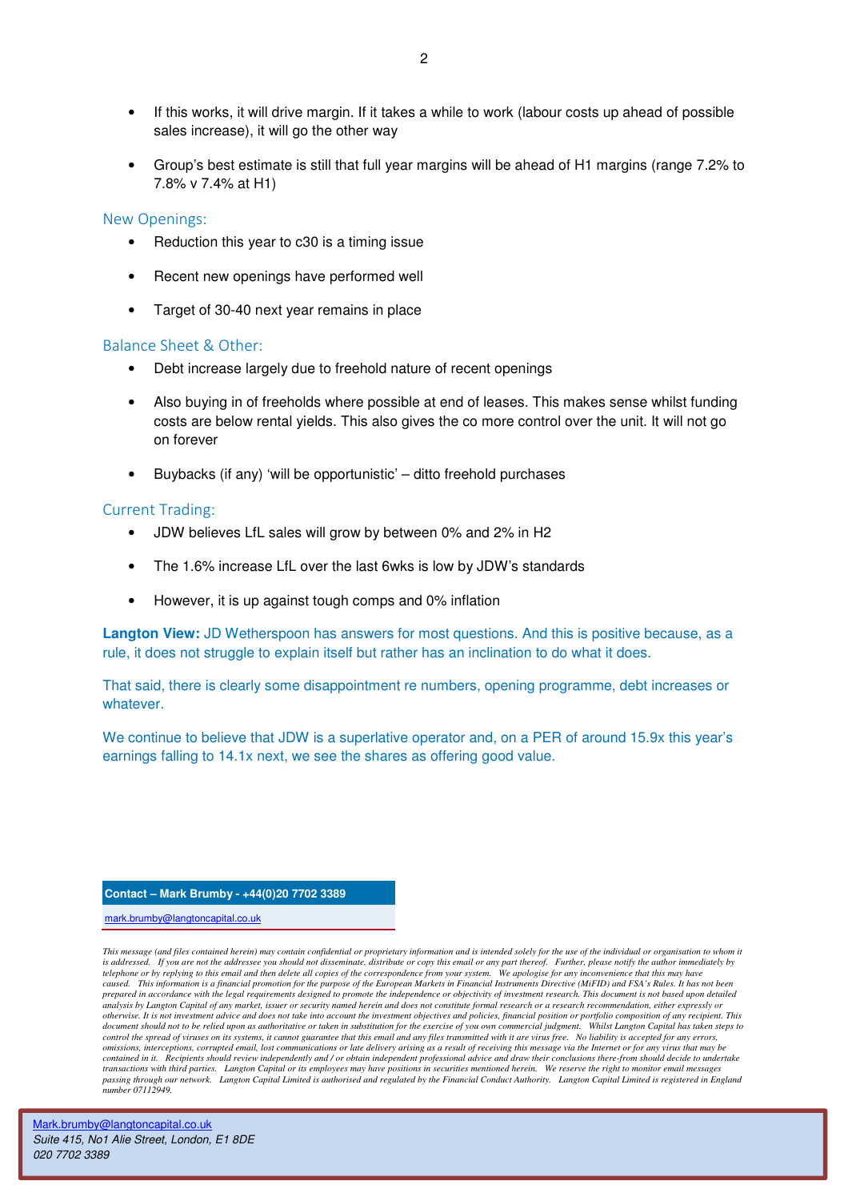- If this works, it will drive margin. If it takes a while to work (labour costs up ahead of possible sales increase), it will go the other way

- Group's best estimate is still that full year margins will be ahead of H1 margins (range 7.2% to 7.8% v 7.4% at H1)

## New Openings:

- Reduction this year to c30 is a timing issue

- Recent new openings have performed well

- Target of 30-40 next year remains in place

## Balance Sheet & Other:

- Debt increase largely due to freehold nature of recent openings

- Also buying in of freeholds where possible at end of leases. This makes sense whilst funding costs are below rental yields. This also gives the co more control over the unit. It will not go on forever

- Buybacks (if any) 'will be opportunistic' – ditto freehold purchases

## Current Trading:

- JDW believes LfL sales will grow by between 0% and 2% in H2

- The 1.6% increase LfL over the last 6wks is low by JDW's standards

- However, it is up against tough comps and 0% inflation

**Langton View:** JD Wetherspoon has answers for most questions. And this is positive because, as a rule, it does not struggle to explain itself but rather has an inclination to do what it does.

That said, there is clearly some disappointment re numbers, opening programme, debt increases or whatever.

We continue to believe that JDW is a superlative operator and, on a PER of around 15.9x this year's earnings falling to 14.1x next, we see the shares as offering good value.

**Contact – Mark Brumby - +44(0)20 7702 3389**

mark.brumby@langtoncapital.co.uk

*This message (and files contained herein) may contain confidential or proprietary information and is intended solely for the use of the individual or organisation to whom it is addressed. If you are not the addressee you should not disseminate, distribute or copy this email or any part thereof. Further, please notify the author immediately by telephone or by replying to this email and then delete all copies of the correspondence from your system. We apologise for any inconvenience that this may have caused. This information is a financial promotion for the purpose of the European Markets in Financial Instruments Directive (MiFID) and FSA's Rules. It has not been prepared in accordance with the legal requirements designed to promote the independence or objectivity of investment research. This document is not based upon detailed analysis by Langton Capital of any market, issuer or security named herein and does not constitute formal research or a research recommendation, either expressly or otherwise. It is not investment advice and does not take into account the investment objectives and policies, financial position or portfolio composition of any recipient. This document should not to be relied upon as authoritative or taken in substitution for the exercise of you own commercial judgment. Whilst Langton Capital has taken steps to control the spread of viruses on its systems, it cannot guarantee that this email and any files transmitted with it are virus free. No liability is accepted for any errors, omissions, interceptions, corrupted email, lost communications or late delivery arising as a result of receiving this message via the Internet or for any virus that may be contained in it. Recipients should review independently and / or obtain independent professional advice and draw their conclusions there-from should decide to undertake transactions with third parties. Langton Capital or its employees may have positions in securities mentioned herein. We reserve the right to monitor email messages passing through our network. Langton Capital Limited is authorised and regulated by the Financial Conduct Authority. Langton Capital Limited is registered in England number 07112949.*

Mark.brumby@langtoncapital.co.uk
*Suite 415, No1 Alie Street, London, E1 8DE*
*020 7702 3389*